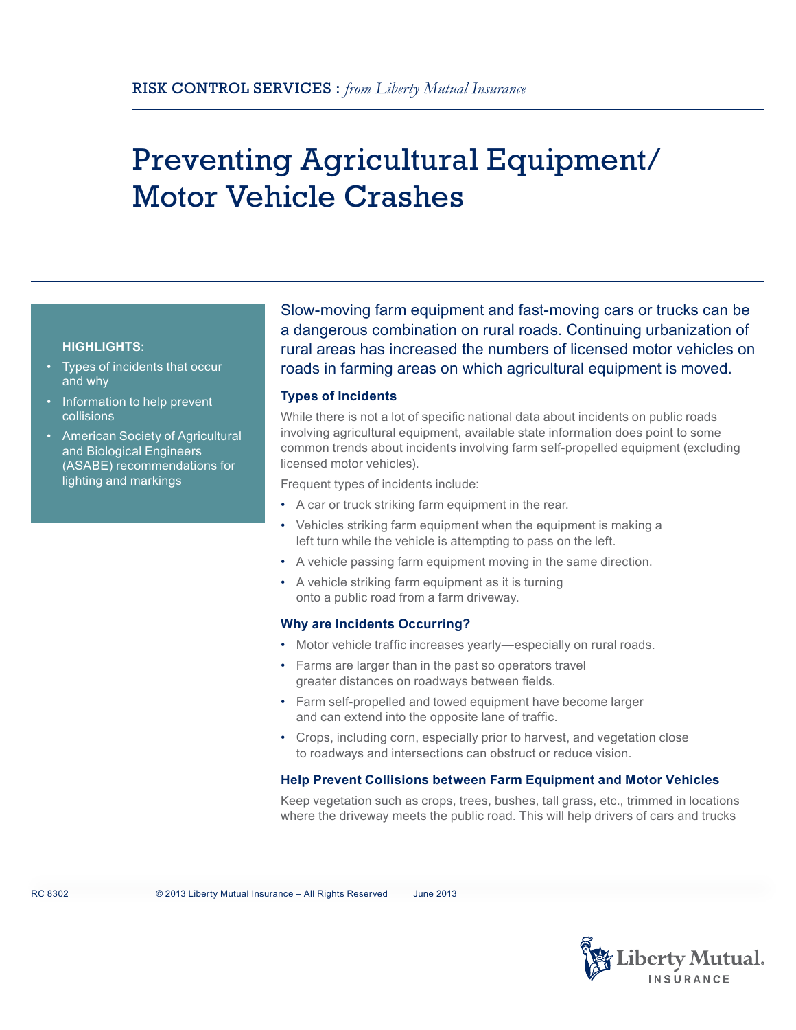RISK CONTROL SERVICES : *from Liberty Mutual Insurance*

# Preventing Agricultural Equipment/ Motor Vehicle Crashes

**HIGHLIGHTS:**

- Types of incidents that occur and why
- Information to help prevent collisions
- American Society of Agricultural and Biological Engineers (ASABE) recommendations for lighting and markings

Slow-moving farm equipment and fast-moving cars or trucks can be a dangerous combination on rural roads. Continuing urbanization of rural areas has increased the numbers of licensed motor vehicles on roads in farming areas on which agricultural equipment is moved.

### Types of Incidents

While there is not a lot of specific national data about incidents on public roads involving agricultural equipment, available state information does point to some common trends about incidents involving farm self-propelled equipment (excluding licensed motor vehicles).

Frequent types of incidents include:

- A car or truck striking farm equipment in the rear.
- Vehicles striking farm equipment when the equipment is making a left turn while the vehicle is attempting to pass on the left.
- A vehicle passing farm equipment moving in the same direction.
- A vehicle striking farm equipment as it is turning onto a public road from a farm driveway.

### Why are Incidents Occurring?

- Motor vehicle traffic increases yearly—especially on rural roads.
- Farms are larger than in the past so operators travel greater distances on roadways between fields.
- Farm self-propelled and towed equipment have become larger and can extend into the opposite lane of traffic.
- Crops, including corn, especially prior to harvest, and vegetation close to roadways and intersections can obstruct or reduce vision.

### Help Prevent Collisions between Farm Equipment and Motor Vehicles

Keep vegetation such as crops, trees, bushes, tall grass, etc., trimmed in locations where the driveway meets the public road. This will help drivers of cars and trucks

RC 8302 © 2013 Liberty Mutual Insurance – All Rights Reserved June 2013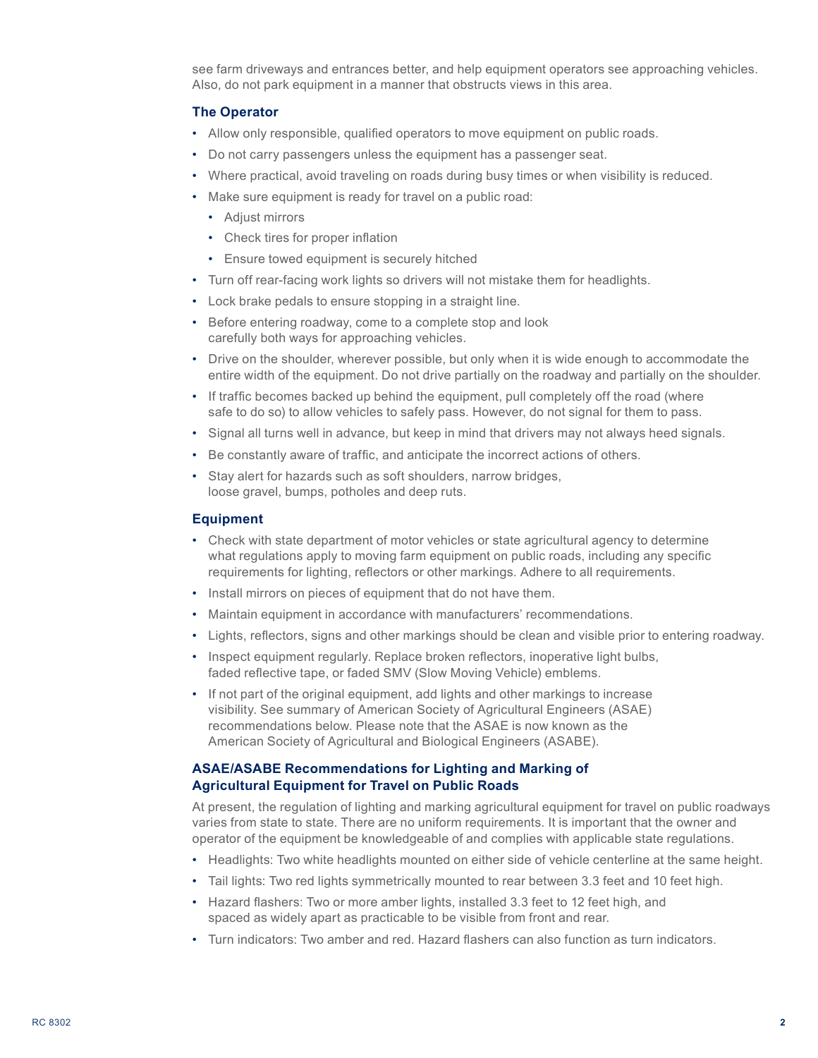see farm driveways and entrances better, and help equipment operators see approaching vehicles. Also, do not park equipment in a manner that obstructs views in this area.

### The Operator

- Allow only responsible, qualified operators to move equipment on public roads.
- Do not carry passengers unless the equipment has a passenger seat.
- Where practical, avoid traveling on roads during busy times or when visibility is reduced.
- Make sure equipment is ready for travel on a public road:
  - Adjust mirrors
  - Check tires for proper inflation
  - Ensure towed equipment is securely hitched
- Turn off rear-facing work lights so drivers will not mistake them for headlights.
- Lock brake pedals to ensure stopping in a straight line.
- Before entering roadway, come to a complete stop and look carefully both ways for approaching vehicles.
- Drive on the shoulder, wherever possible, but only when it is wide enough to accommodate the entire width of the equipment. Do not drive partially on the roadway and partially on the shoulder.
- If traffic becomes backed up behind the equipment, pull completely off the road (where safe to do so) to allow vehicles to safely pass. However, do not signal for them to pass.
- Signal all turns well in advance, but keep in mind that drivers may not always heed signals.
- Be constantly aware of traffic, and anticipate the incorrect actions of others.
- Stay alert for hazards such as soft shoulders, narrow bridges, loose gravel, bumps, potholes and deep ruts.

### Equipment

- Check with state department of motor vehicles or state agricultural agency to determine what regulations apply to moving farm equipment on public roads, including any specific requirements for lighting, reflectors or other markings. Adhere to all requirements.
- Install mirrors on pieces of equipment that do not have them.
- Maintain equipment in accordance with manufacturers' recommendations.
- Lights, reflectors, signs and other markings should be clean and visible prior to entering roadway.
- Inspect equipment regularly. Replace broken reflectors, inoperative light bulbs, faded reflective tape, or faded SMV (Slow Moving Vehicle) emblems.
- If not part of the original equipment, add lights and other markings to increase visibility. See summary of American Society of Agricultural Engineers (ASAE) recommendations below. Please note that the ASAE is now known as the American Society of Agricultural and Biological Engineers (ASABE).

### ASAE/ASABE Recommendations for Lighting and Marking of Agricultural Equipment for Travel on Public Roads

At present, the regulation of lighting and marking agricultural equipment for travel on public roadways varies from state to state. There are no uniform requirements. It is important that the owner and operator of the equipment be knowledgeable of and complies with applicable state regulations.

- Headlights: Two white headlights mounted on either side of vehicle centerline at the same height.
- Tail lights: Two red lights symmetrically mounted to rear between 3.3 feet and 10 feet high.
- Hazard flashers: Two or more amber lights, installed 3.3 feet to 12 feet high, and spaced as widely apart as practicable to be visible from front and rear.
- Turn indicators: Two amber and red. Hazard flashers can also function as turn indicators.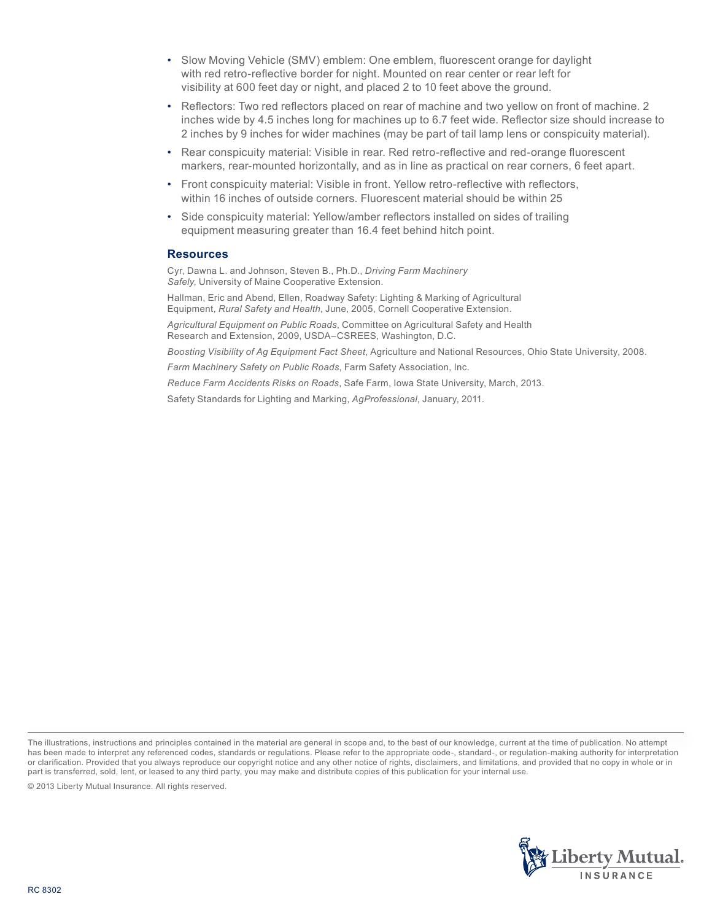- Slow Moving Vehicle (SMV) emblem: One emblem, fluorescent orange for daylight with red retro-reflective border for night. Mounted on rear center or rear left for visibility at 600 feet day or night, and placed 2 to 10 feet above the ground.
- Reflectors: Two red reflectors placed on rear of machine and two yellow on front of machine. 2 inches wide by 4.5 inches long for machines up to 6.7 feet wide. Reflector size should increase to 2 inches by 9 inches for wider machines (may be part of tail lamp lens or conspicuity material).
- Rear conspicuity material: Visible in rear. Red retro-reflective and red-orange fluorescent markers, rear-mounted horizontally, and as in line as practical on rear corners, 6 feet apart.
- Front conspicuity material: Visible in front. Yellow retro-reflective with reflectors, within 16 inches of outside corners. Fluorescent material should be within 25
- Side conspicuity material: Yellow/amber reflectors installed on sides of trailing equipment measuring greater than 16.4 feet behind hitch point.

## Resources

Cyr, Dawna L. and Johnson, Steven B., Ph.D., *Driving Farm Machinery Safely*, University of Maine Cooperative Extension.

Hallman, Eric and Abend, Ellen, Roadway Safety: Lighting & Marking of Agricultural Equipment, *Rural Safety and Health*, June, 2005, Cornell Cooperative Extension.

*Agricultural Equipment on Public Roads*, Committee on Agricultural Safety and Health Research and Extension, 2009, USDA–CSREES, Washington, D.C.

*Boosting Visibility of Ag Equipment Fact Sheet*, Agriculture and National Resources, Ohio State University, 2008.

*Farm Machinery Safety on Public Roads*, Farm Safety Association, Inc.

*Reduce Farm Accidents Risks on Roads*, Safe Farm, Iowa State University, March, 2013.

Safety Standards for Lighting and Marking, *AgProfessional*, January, 2011.

The illustrations, instructions and principles contained in the material are general in scope and, to the best of our knowledge, current at the time of publication. No attempt has been made to interpret any referenced codes, standards or regulations. Please refer to the appropriate code-, standard-, or regulation-making authority for interpretation or clarification. Provided that you always reproduce our copyright notice and any other notice of rights, disclaimers, and limitations, and provided that no copy in whole or in part is transferred, sold, lent, or leased to any third party, you may make and distribute copies of this publication for your internal use.

© 2013 Liberty Mutual Insurance. All rights reserved.

Liberty Mutual. INSURANCE

RC 8302